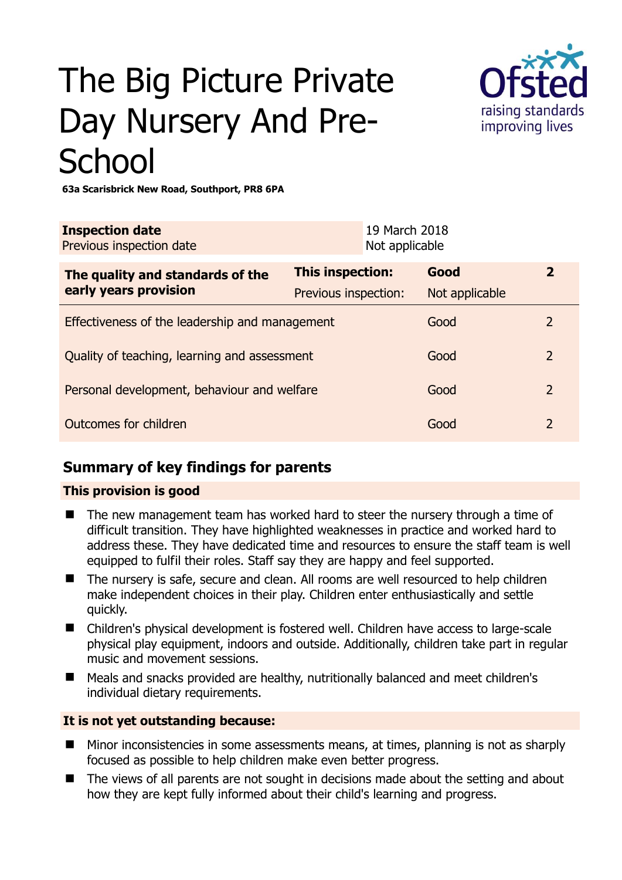# The Big Picture Private Day Nursery And Pre-School

**63a Scarisbrick New Road, Southport, PR8 6PA**

| | |
|---|---|
| **Inspection date** | 19 March 2018 |
| Previous inspection date | Not applicable |

| | | | |
|---|---|---|---|
| **The quality and standards of the early years provision** | **This inspection:** | **Good** | **2** |
| | Previous inspection: | Not applicable | |
| Effectiveness of the leadership and management | | Good | 2 |
| Quality of teaching, learning and assessment | | Good | 2 |
| Personal development, behaviour and welfare | | Good | 2 |
| Outcomes for children | | Good | 2 |

## Summary of key findings for parents

### This provision is good

- The new management team has worked hard to steer the nursery through a time of difficult transition. They have highlighted weaknesses in practice and worked hard to address these. They have dedicated time and resources to ensure the staff team is well equipped to fulfil their roles. Staff say they are happy and feel supported.
- The nursery is safe, secure and clean. All rooms are well resourced to help children make independent choices in their play. Children enter enthusiastically and settle quickly.
- Children's physical development is fostered well. Children have access to large-scale physical play equipment, indoors and outside. Additionally, children take part in regular music and movement sessions.
- Meals and snacks provided are healthy, nutritionally balanced and meet children's individual dietary requirements.

### It is not yet outstanding because:

- Minor inconsistencies in some assessments means, at times, planning is not as sharply focused as possible to help children make even better progress.
- The views of all parents are not sought in decisions made about the setting and about how they are kept fully informed about their child's learning and progress.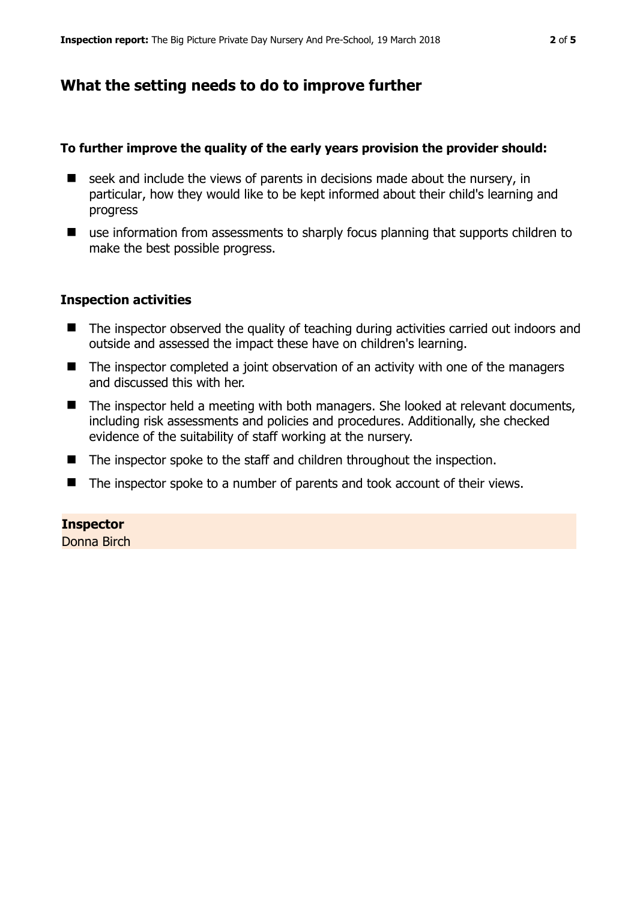## What the setting needs to do to improve further

**To further improve the quality of the early years provision the provider should:**

- seek and include the views of parents in decisions made about the nursery, in particular, how they would like to be kept informed about their child's learning and progress
- use information from assessments to sharply focus planning that supports children to make the best possible progress.

### Inspection activities

- The inspector observed the quality of teaching during activities carried out indoors and outside and assessed the impact these have on children's learning.
- The inspector completed a joint observation of an activity with one of the managers and discussed this with her.
- The inspector held a meeting with both managers. She looked at relevant documents, including risk assessments and policies and procedures. Additionally, she checked evidence of the suitability of staff working at the nursery.
- The inspector spoke to the staff and children throughout the inspection.
- The inspector spoke to a number of parents and took account of their views.

**Inspector**
Donna Birch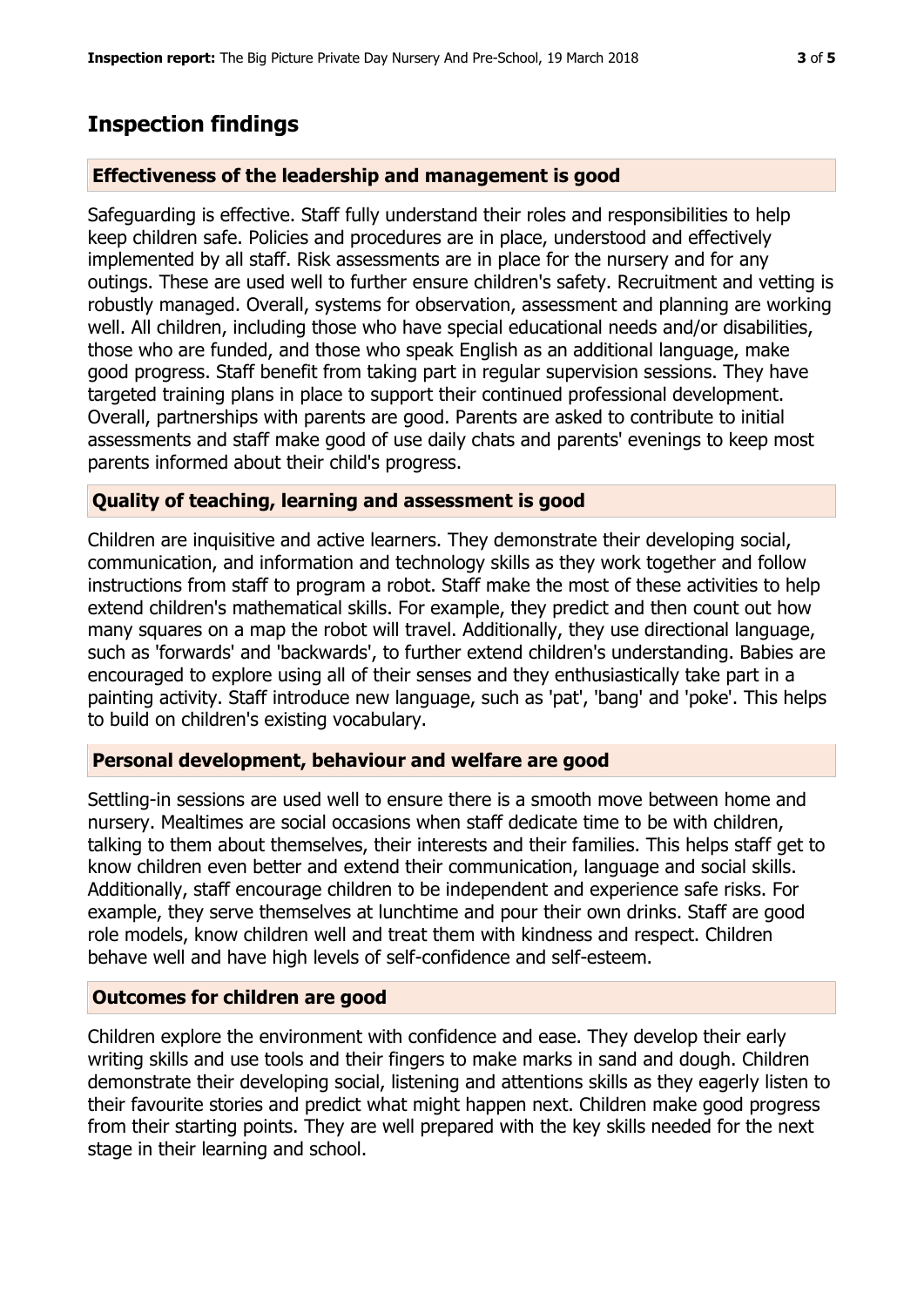## Inspection findings

### Effectiveness of the leadership and management is good

Safeguarding is effective. Staff fully understand their roles and responsibilities to help keep children safe. Policies and procedures are in place, understood and effectively implemented by all staff. Risk assessments are in place for the nursery and for any outings. These are used well to further ensure children's safety. Recruitment and vetting is robustly managed. Overall, systems for observation, assessment and planning are working well. All children, including those who have special educational needs and/or disabilities, those who are funded, and those who speak English as an additional language, make good progress. Staff benefit from taking part in regular supervision sessions. They have targeted training plans in place to support their continued professional development. Overall, partnerships with parents are good. Parents are asked to contribute to initial assessments and staff make good of use daily chats and parents' evenings to keep most parents informed about their child's progress.

### Quality of teaching, learning and assessment is good

Children are inquisitive and active learners. They demonstrate their developing social, communication, and information and technology skills as they work together and follow instructions from staff to program a robot. Staff make the most of these activities to help extend children's mathematical skills. For example, they predict and then count out how many squares on a map the robot will travel. Additionally, they use directional language, such as 'forwards' and 'backwards', to further extend children's understanding. Babies are encouraged to explore using all of their senses and they enthusiastically take part in a painting activity. Staff introduce new language, such as 'pat', 'bang' and 'poke'. This helps to build on children's existing vocabulary.

### Personal development, behaviour and welfare are good

Settling-in sessions are used well to ensure there is a smooth move between home and nursery. Mealtimes are social occasions when staff dedicate time to be with children, talking to them about themselves, their interests and their families. This helps staff get to know children even better and extend their communication, language and social skills. Additionally, staff encourage children to be independent and experience safe risks. For example, they serve themselves at lunchtime and pour their own drinks. Staff are good role models, know children well and treat them with kindness and respect. Children behave well and have high levels of self-confidence and self-esteem.

### Outcomes for children are good

Children explore the environment with confidence and ease. They develop their early writing skills and use tools and their fingers to make marks in sand and dough. Children demonstrate their developing social, listening and attentions skills as they eagerly listen to their favourite stories and predict what might happen next. Children make good progress from their starting points. They are well prepared with the key skills needed for the next stage in their learning and school.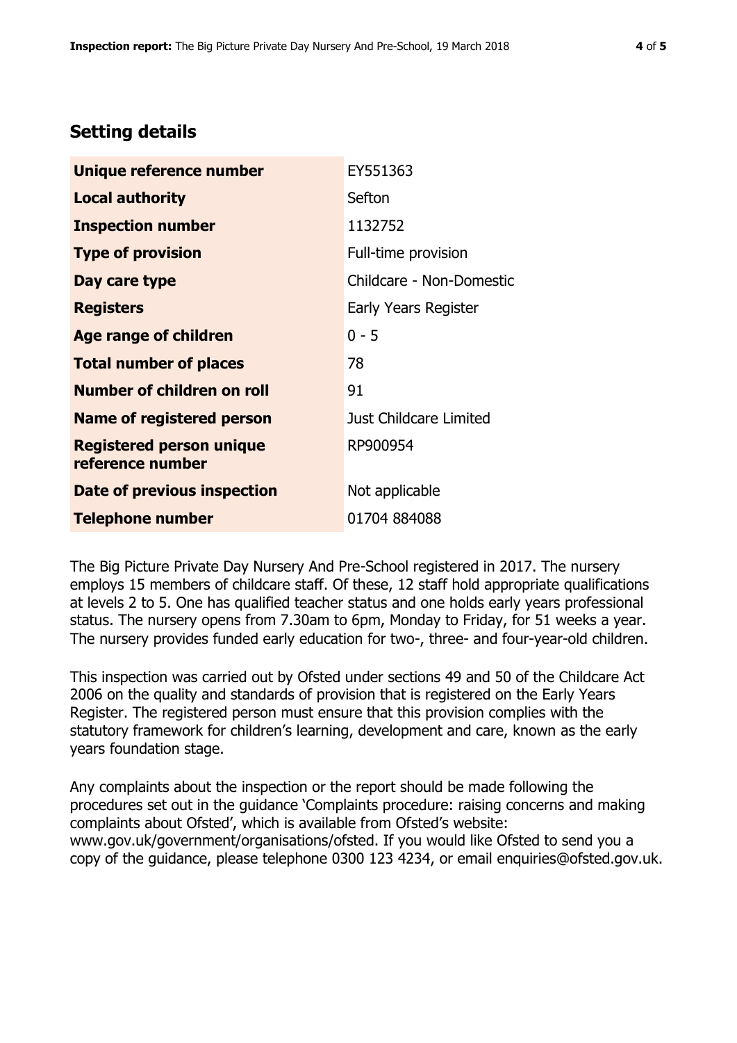## Setting details

| | |
|---|---|
| **Unique reference number** | EY551363 |
| **Local authority** | Sefton |
| **Inspection number** | 1132752 |
| **Type of provision** | Full-time provision |
| **Day care type** | Childcare - Non-Domestic |
| **Registers** | Early Years Register |
| **Age range of children** | 0 - 5 |
| **Total number of places** | 78 |
| **Number of children on roll** | 91 |
| **Name of registered person** | Just Childcare Limited |
| **Registered person unique reference number** | RP900954 |
| **Date of previous inspection** | Not applicable |
| **Telephone number** | 01704 884088 |

The Big Picture Private Day Nursery And Pre-School registered in 2017. The nursery employs 15 members of childcare staff. Of these, 12 staff hold appropriate qualifications at levels 2 to 5. One has qualified teacher status and one holds early years professional status. The nursery opens from 7.30am to 6pm, Monday to Friday, for 51 weeks a year. The nursery provides funded early education for two-, three- and four-year-old children.

This inspection was carried out by Ofsted under sections 49 and 50 of the Childcare Act 2006 on the quality and standards of provision that is registered on the Early Years Register. The registered person must ensure that this provision complies with the statutory framework for children's learning, development and care, known as the early years foundation stage.

Any complaints about the inspection or the report should be made following the procedures set out in the guidance 'Complaints procedure: raising concerns and making complaints about Ofsted', which is available from Ofsted's website: www.gov.uk/government/organisations/ofsted. If you would like Ofsted to send you a copy of the guidance, please telephone 0300 123 4234, or email enquiries@ofsted.gov.uk.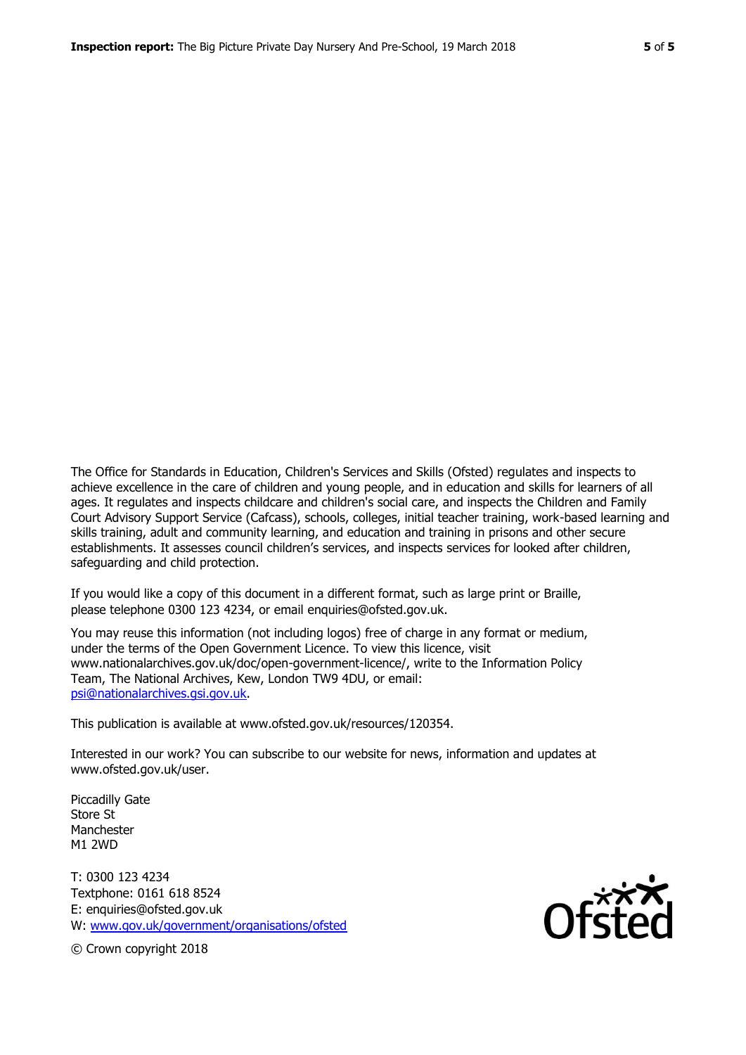The Office for Standards in Education, Children's Services and Skills (Ofsted) regulates and inspects to achieve excellence in the care of children and young people, and in education and skills for learners of all ages. It regulates and inspects childcare and children's social care, and inspects the Children and Family Court Advisory Support Service (Cafcass), schools, colleges, initial teacher training, work-based learning and skills training, adult and community learning, and education and training in prisons and other secure establishments. It assesses council children's services, and inspects services for looked after children, safeguarding and child protection.

If you would like a copy of this document in a different format, such as large print or Braille, please telephone 0300 123 4234, or email enquiries@ofsted.gov.uk.

You may reuse this information (not including logos) free of charge in any format or medium, under the terms of the Open Government Licence. To view this licence, visit www.nationalarchives.gov.uk/doc/open-government-licence/, write to the Information Policy Team, The National Archives, Kew, London TW9 4DU, or email: psi@nationalarchives.gsi.gov.uk.

This publication is available at www.ofsted.gov.uk/resources/120354.

Interested in our work? You can subscribe to our website for news, information and updates at www.ofsted.gov.uk/user.

Piccadilly Gate
Store St
Manchester
M1 2WD

T: 0300 123 4234
Textphone: 0161 618 8524
E: enquiries@ofsted.gov.uk
W: www.gov.uk/government/organisations/ofsted

© Crown copyright 2018